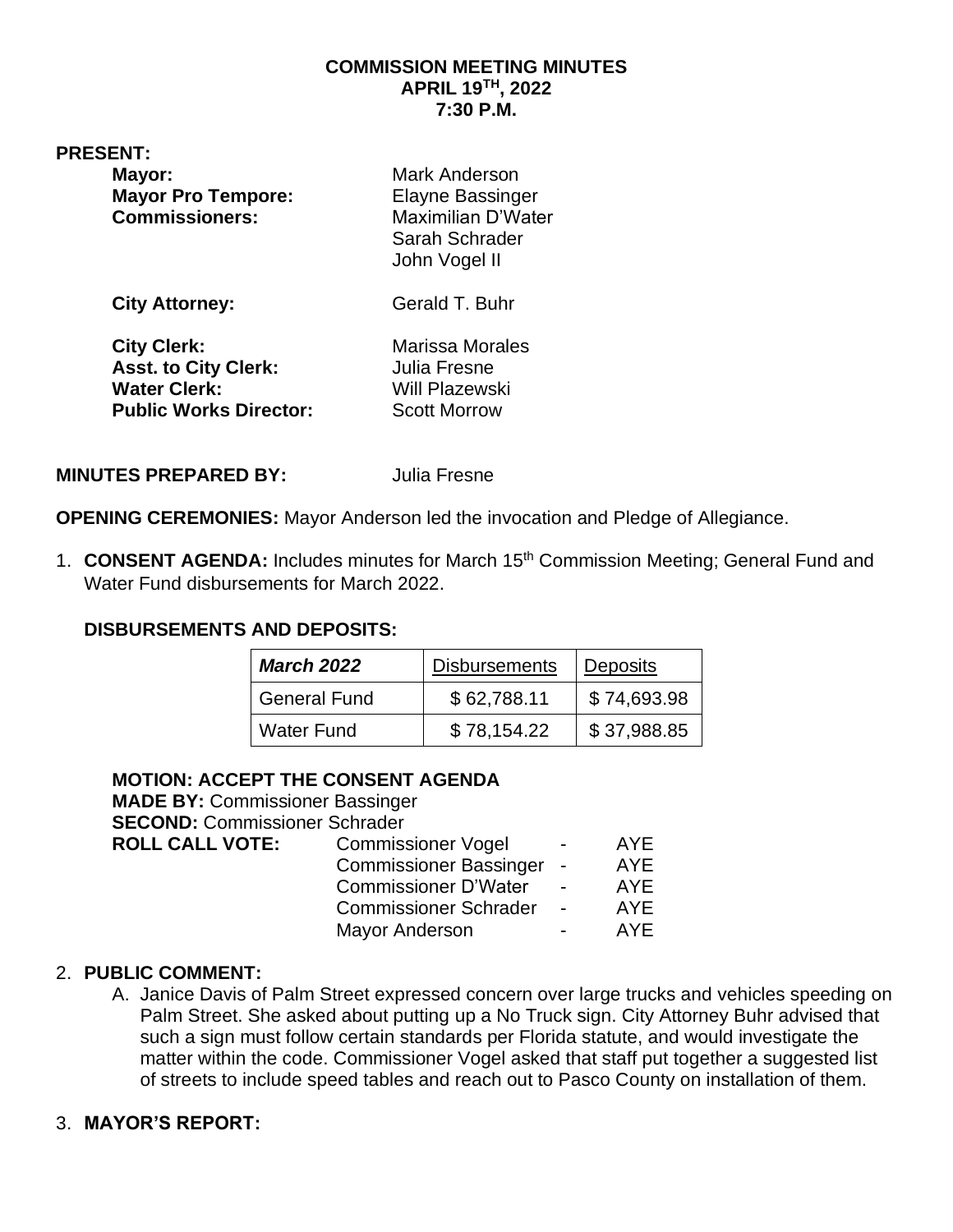**COMMISSION MEETING MINUTES**
**APRIL 19TH, 2022**
**7:30 P.M.**

**PRESENT:**

| | |
|---|---|
| **Mayor:** | Mark Anderson |
| **Mayor Pro Tempore:** | Elayne Bassinger |
| **Commissioners:** | Maximilian D'Water |
| | Sarah Schrader |
| | John Vogel II |
| **City Attorney:** | Gerald T. Buhr |
| **City Clerk:** | Marissa Morales |
| **Asst. to City Clerk:** | Julia Fresne |
| **Water Clerk:** | Will Plazewski |
| **Public Works Director:** | Scott Morrow |

**MINUTES PREPARED BY:** Julia Fresne

**OPENING CEREMONIES:** Mayor Anderson led the invocation and Pledge of Allegiance.

1. **CONSENT AGENDA:** Includes minutes for March 15th Commission Meeting; General Fund and Water Fund disbursements for March 2022.

   **DISBURSEMENTS AND DEPOSITS:**

| ***March 2022*** | Disbursements | Deposits |
|---|---|---|
| General Fund | $ 62,788.11 | $ 74,693.98 |
| Water Fund | $ 78,154.22 | $ 37,988.85 |

   **MOTION: ACCEPT THE CONSENT AGENDA**
   **MADE BY:** Commissioner Bassinger
   **SECOND:** Commissioner Schrader

| **ROLL CALL VOTE:** | | |
|---|---|---|
| | Commissioner Vogel | - AYE |
| | Commissioner Bassinger | - AYE |
| | Commissioner D'Water | - AYE |
| | Commissioner Schrader | - AYE |
| | Mayor Anderson | - AYE |

2. **PUBLIC COMMENT:**
   A. Janice Davis of Palm Street expressed concern over large trucks and vehicles speeding on Palm Street. She asked about putting up a No Truck sign. City Attorney Buhr advised that such a sign must follow certain standards per Florida statute, and would investigate the matter within the code. Commissioner Vogel asked that staff put together a suggested list of streets to include speed tables and reach out to Pasco County on installation of them.

3. **MAYOR'S REPORT:**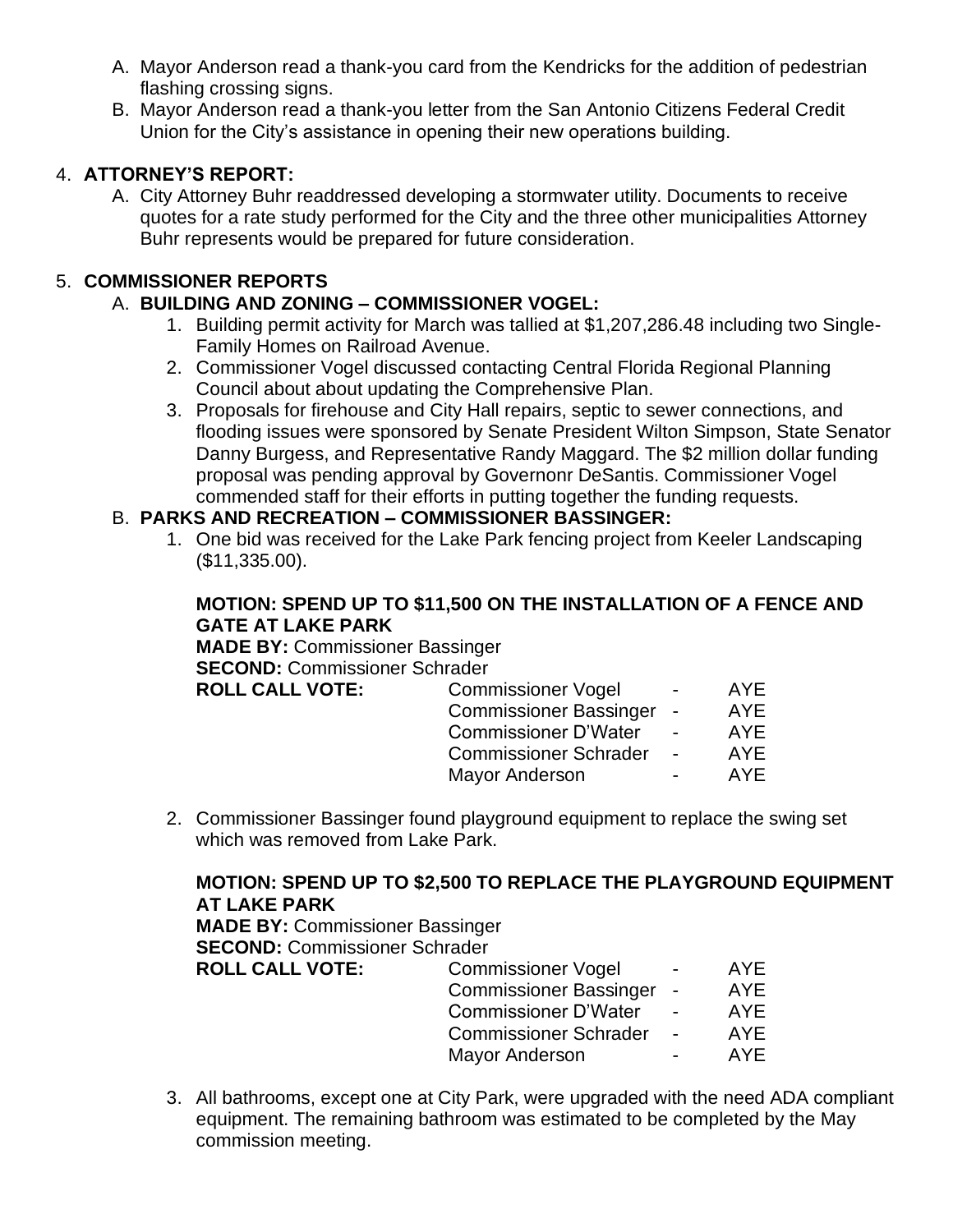A. Mayor Anderson read a thank-you card from the Kendricks for the addition of pedestrian flashing crossing signs.
B. Mayor Anderson read a thank-you letter from the San Antonio Citizens Federal Credit Union for the City's assistance in opening their new operations building.

4. **ATTORNEY'S REPORT:**
   A. City Attorney Buhr readdressed developing a stormwater utility. Documents to receive quotes for a rate study performed for the City and the three other municipalities Attorney Buhr represents would be prepared for future consideration.

5. **COMMISSIONER REPORTS**
   A. **BUILDING AND ZONING – COMMISSIONER VOGEL:**
      1. Building permit activity for March was tallied at $1,207,286.48 including two Single-Family Homes on Railroad Avenue.
      2. Commissioner Vogel discussed contacting Central Florida Regional Planning Council about about updating the Comprehensive Plan.
      3. Proposals for firehouse and City Hall repairs, septic to sewer connections, and flooding issues were sponsored by Senate President Wilton Simpson, State Senator Danny Burgess, and Representative Randy Maggard. The $2 million dollar funding proposal was pending approval by Governonr DeSantis. Commissioner Vogel commended staff for their efforts in putting together the funding requests.

   B. **PARKS AND RECREATION – COMMISSIONER BASSINGER:**
      1. One bid was received for the Lake Park fencing project from Keeler Landscaping ($11,335.00).

         **MOTION: SPEND UP TO $11,500 ON THE INSTALLATION OF A FENCE AND GATE AT LAKE PARK**
         **MADE BY:** Commissioner Bassinger
         **SECOND:** Commissioner Schrader
         **ROLL CALL VOTE:**

         | | | |
         |---|---|---|
         | Commissioner Vogel | - | AYE |
         | Commissioner Bassinger | - | AYE |
         | Commissioner D'Water | - | AYE |
         | Commissioner Schrader | - | AYE |
         | Mayor Anderson | - | AYE |

      2. Commissioner Bassinger found playground equipment to replace the swing set which was removed from Lake Park.

         **MOTION: SPEND UP TO $2,500 TO REPLACE THE PLAYGROUND EQUIPMENT AT LAKE PARK**
         **MADE BY:** Commissioner Bassinger
         **SECOND:** Commissioner Schrader
         **ROLL CALL VOTE:**

         | | | |
         |---|---|---|
         | Commissioner Vogel | - | AYE |
         | Commissioner Bassinger | - | AYE |
         | Commissioner D'Water | - | AYE |
         | Commissioner Schrader | - | AYE |
         | Mayor Anderson | - | AYE |

      3. All bathrooms, except one at City Park, were upgraded with the need ADA compliant equipment. The remaining bathroom was estimated to be completed by the May commission meeting.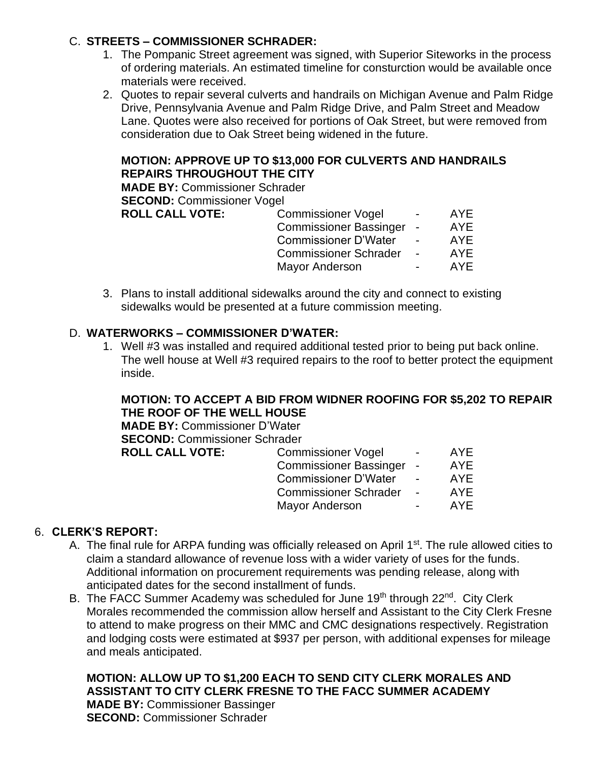C. **STREETS – COMMISSIONER SCHRADER:**

1. The Pompanic Street agreement was signed, with Superior Siteworks in the process of ordering materials. An estimated timeline for consturction would be available once materials were received.
2. Quotes to repair several culverts and handrails on Michigan Avenue and Palm Ridge Drive, Pennsylvania Avenue and Palm Ridge Drive, and Palm Street and Meadow Lane. Quotes were also received for portions of Oak Street, but were removed from consideration due to Oak Street being widened in the future.

   **MOTION: APPROVE UP TO $13,000 FOR CULVERTS AND HANDRAILS REPAIRS THROUGHOUT THE CITY**
   **MADE BY:** Commissioner Schrader
   **SECOND:** Commissioner Vogel

   | **ROLL CALL VOTE:** | Commissioner Vogel | - | AYE |
   |---|---|---|---|
   | | Commissioner Bassinger | - | AYE |
   | | Commissioner D'Water | - | AYE |
   | | Commissioner Schrader | - | AYE |
   | | Mayor Anderson | - | AYE |

3. Plans to install additional sidewalks around the city and connect to existing sidewalks would be presented at a future commission meeting.

D. **WATERWORKS – COMMISSIONER D'WATER:**

1. Well #3 was installed and required additional tested prior to being put back online. The well house at Well #3 required repairs to the roof to better protect the equipment inside.

   **MOTION: TO ACCEPT A BID FROM WIDNER ROOFING FOR $5,202 TO REPAIR THE ROOF OF THE WELL HOUSE**
   **MADE BY:** Commissioner D'Water
   **SECOND:** Commissioner Schrader

   | **ROLL CALL VOTE:** | Commissioner Vogel | - | AYE |
   |---|---|---|---|
   | | Commissioner Bassinger | - | AYE |
   | | Commissioner D'Water | - | AYE |
   | | Commissioner Schrader | - | AYE |
   | | Mayor Anderson | - | AYE |

6. **CLERK'S REPORT:**

A. The final rule for ARPA funding was officially released on April 1st. The rule allowed cities to claim a standard allowance of revenue loss with a wider variety of uses for the funds. Additional information on procurement requirements was pending release, along with anticipated dates for the second installment of funds.

B. The FACC Summer Academy was scheduled for June 19th through 22nd. City Clerk Morales recommended the commission allow herself and Assistant to the City Clerk Fresne to attend to make progress on their MMC and CMC designations respectively. Registration and lodging costs were estimated at $937 per person, with additional expenses for mileage and meals anticipated.

   **MOTION: ALLOW UP TO $1,200 EACH TO SEND CITY CLERK MORALES AND ASSISTANT TO CITY CLERK FRESNE TO THE FACC SUMMER ACADEMY**
   **MADE BY:** Commissioner Bassinger
   **SECOND:** Commissioner Schrader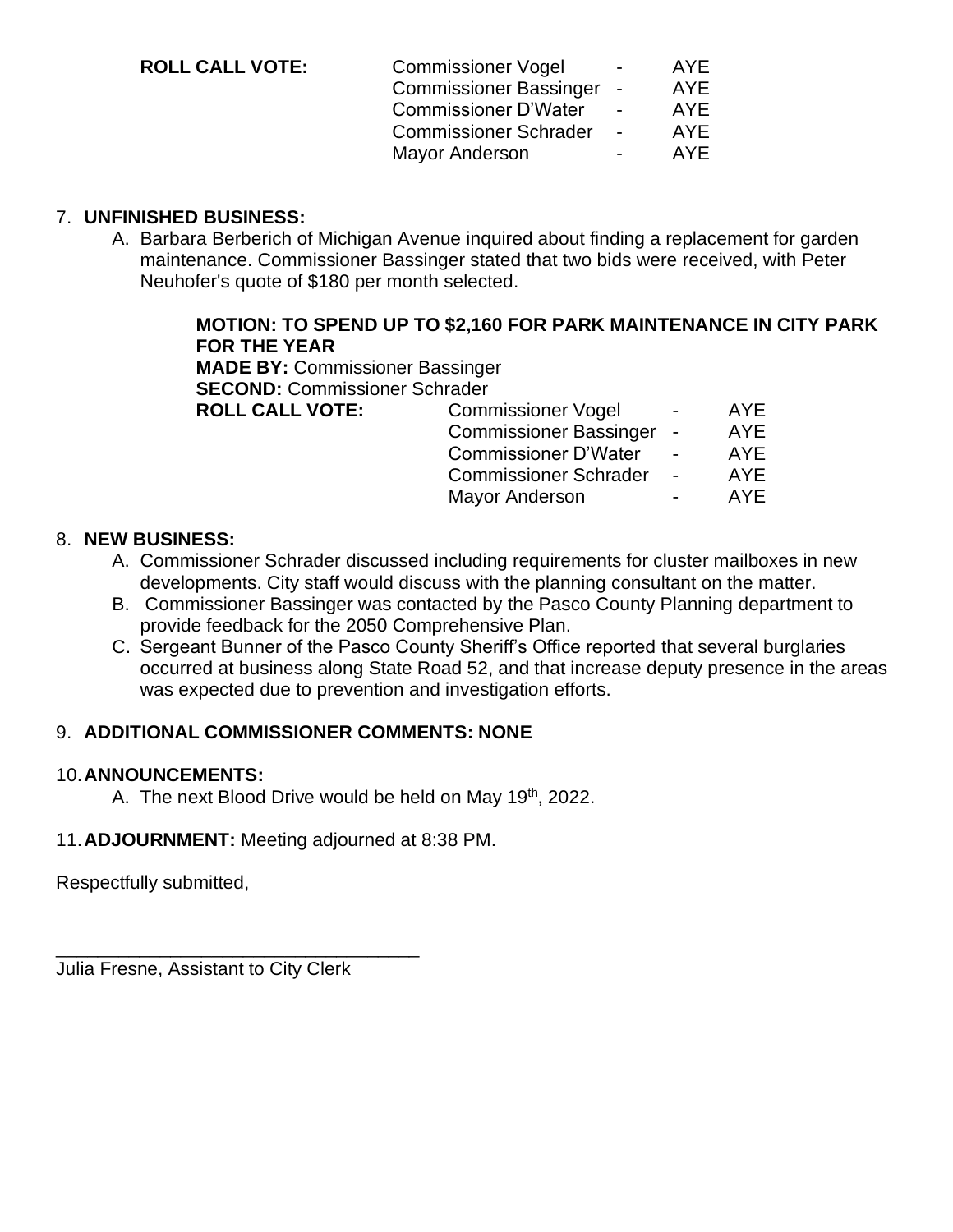**ROLL CALL VOTE:**

| | | |
|---|---|---|
| Commissioner Vogel | - | AYE |
| Commissioner Bassinger | - | AYE |
| Commissioner D'Water | - | AYE |
| Commissioner Schrader | - | AYE |
| Mayor Anderson | - | AYE |

7. **UNFINISHED BUSINESS:**
   A. Barbara Berberich of Michigan Avenue inquired about finding a replacement for garden maintenance. Commissioner Bassinger stated that two bids were received, with Peter Neuhofer's quote of $180 per month selected.

   **MOTION: TO SPEND UP TO $2,160 FOR PARK MAINTENANCE IN CITY PARK FOR THE YEAR**
   **MADE BY:** Commissioner Bassinger
   **SECOND:** Commissioner Schrader
   **ROLL CALL VOTE:**

| | | |
|---|---|---|
| Commissioner Vogel | - | AYE |
| Commissioner Bassinger | - | AYE |
| Commissioner D'Water | - | AYE |
| Commissioner Schrader | - | AYE |
| Mayor Anderson | - | AYE |

8. **NEW BUSINESS:**
   A. Commissioner Schrader discussed including requirements for cluster mailboxes in new developments. City staff would discuss with the planning consultant on the matter.
   B. Commissioner Bassinger was contacted by the Pasco County Planning department to provide feedback for the 2050 Comprehensive Plan.
   C. Sergeant Bunner of the Pasco County Sheriff's Office reported that several burglaries occurred at business along State Road 52, and that increase deputy presence in the areas was expected due to prevention and investigation efforts.

9. **ADDITIONAL COMMISSIONER COMMENTS: NONE**

10. **ANNOUNCEMENTS:**
    A. The next Blood Drive would be held on May 19th, 2022.

11. **ADJOURNMENT:** Meeting adjourned at 8:38 PM.

Respectfully submitted,

\_\_\_\_\_\_\_\_\_\_\_\_\_\_\_\_\_\_\_\_\_\_\_\_\_\_\_\_\_\_\_\_\_\_\_
Julia Fresne, Assistant to City Clerk